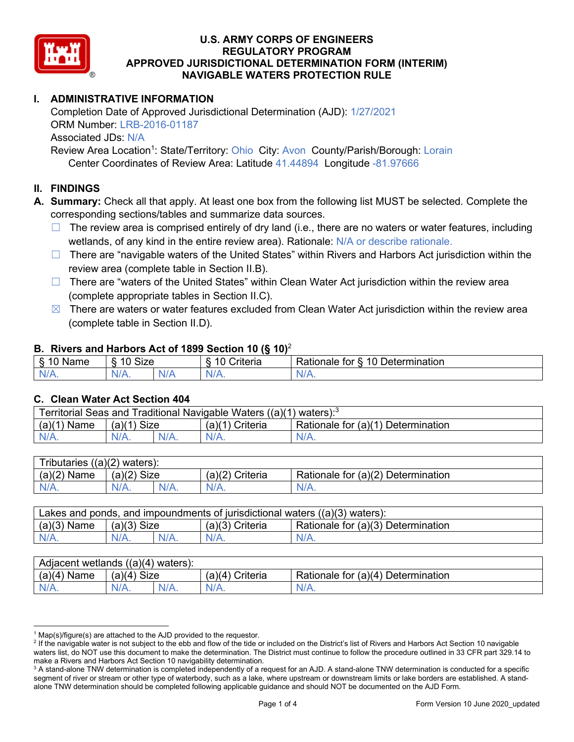# U.S. ARMY CORPS OF ENGINEERS
# REGULATORY PROGRAM
# APPROVED JURISDICTIONAL DETERMINATION FORM (INTERIM)
# NAVIGABLE WATERS PROTECTION RULE

## I. ADMINISTRATIVE INFORMATION

Completion Date of Approved Jurisdictional Determination (AJD): 1/27/2021
ORM Number: LRB-2016-01187
Associated JDs: N/A
Review Area Location[1]: State/Territory: Ohio City: Avon County/Parish/Borough: Lorain
Center Coordinates of Review Area: Latitude 41.44894 Longitude -81.97666

## II. FINDINGS

**A. Summary:** Check all that apply. At least one box from the following list MUST be selected. Complete the corresponding sections/tables and summarize data sources.

- ☐ The review area is comprised entirely of dry land (i.e., there are no waters or water features, including wetlands, of any kind in the entire review area). Rationale: N/A or describe rationale.
- ☐ There are "navigable waters of the United States" within Rivers and Harbors Act jurisdiction within the review area (complete table in Section II.B).
- ☐ There are "waters of the United States" within Clean Water Act jurisdiction within the review area (complete appropriate tables in Section II.C).
- ☒ There are waters or water features excluded from Clean Water Act jurisdiction within the review area (complete table in Section II.D).

### B. Rivers and Harbors Act of 1899 Section 10 (§ 10)[2]

| § 10 Name | § 10 Size | | § 10 Criteria | Rationale for § 10 Determination |
|---|---|---|---|---|
| N/A. | N/A. | N/A | N/A. | N/A. |

### C. Clean Water Act Section 404

| Territorial Seas and Traditional Navigable Waters ((a)(1) waters):[3] | | | | |
|---|---|---|---|---|
| (a)(1) Name | (a)(1) Size | | (a)(1) Criteria | Rationale for (a)(1) Determination |
| N/A. | N/A. | N/A. | N/A. | N/A. |

| Tributaries ((a)(2) waters): | | | | |
|---|---|---|---|---|
| (a)(2) Name | (a)(2) Size | | (a)(2) Criteria | Rationale for (a)(2) Determination |
| N/A. | N/A. | N/A. | N/A. | N/A. |

| Lakes and ponds, and impoundments of jurisdictional waters ((a)(3) waters): | | | | |
|---|---|---|---|---|
| (a)(3) Name | (a)(3) Size | | (a)(3) Criteria | Rationale for (a)(3) Determination |
| N/A. | N/A. | N/A. | N/A. | N/A. |

| Adjacent wetlands ((a)(4) waters): | | | | |
|---|---|---|---|---|
| (a)(4) Name | (a)(4) Size | | (a)(4) Criteria | Rationale for (a)(4) Determination |
| N/A. | N/A. | N/A. | N/A. | N/A. |

---

[1] Map(s)/figure(s) are attached to the AJD provided to the requestor.

[2] If the navigable water is not subject to the ebb and flow of the tide or included on the District's list of Rivers and Harbors Act Section 10 navigable waters list, do NOT use this document to make the determination. The District must continue to follow the procedure outlined in 33 CFR part 329.14 to make a Rivers and Harbors Act Section 10 navigability determination.

[3] A stand-alone TNW determination is completed independently of a request for an AJD. A stand-alone TNW determination is conducted for a specific segment of river or stream or other type of waterbody, such as a lake, where upstream or downstream limits or lake borders are established. A stand-alone TNW determination should be completed following applicable guidance and should NOT be documented on the AJD Form.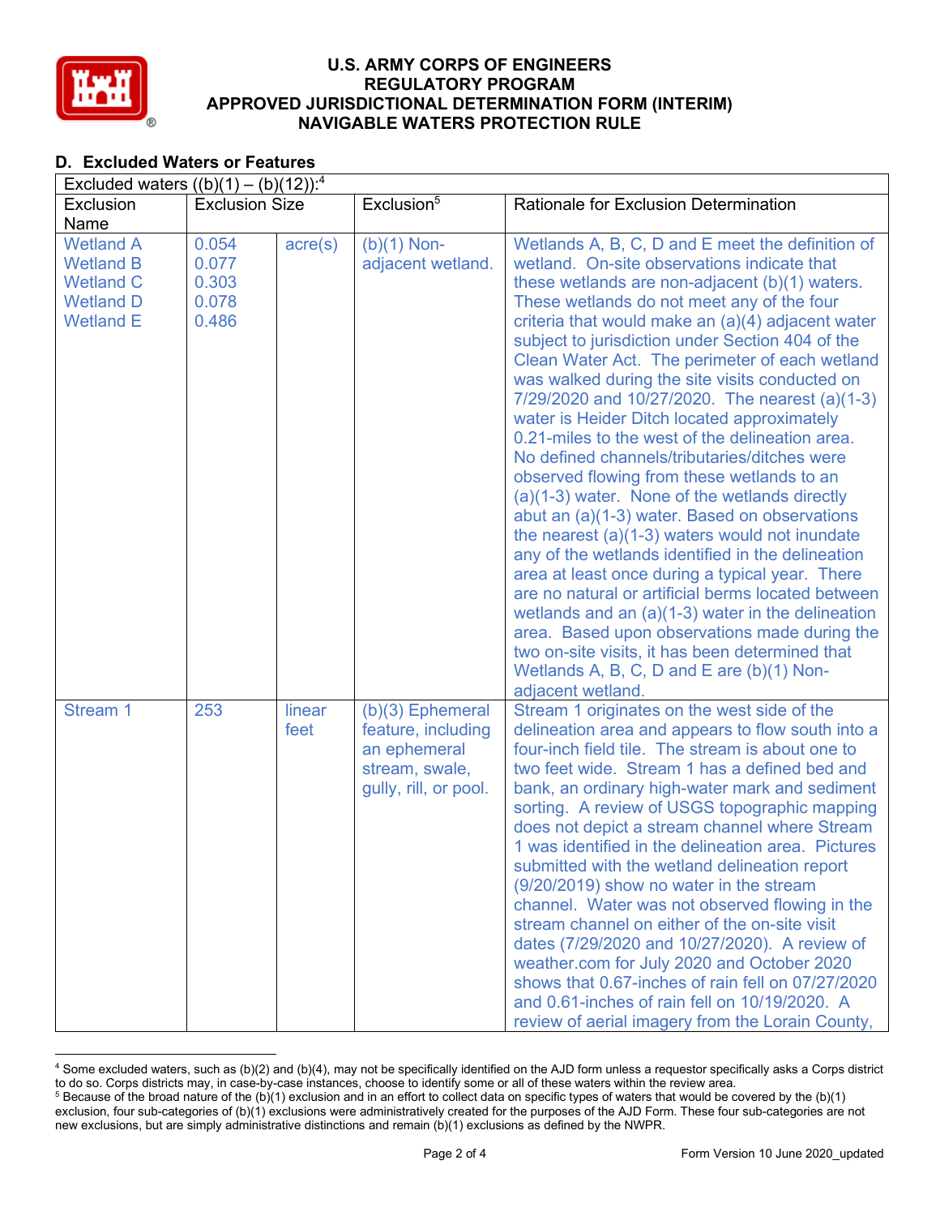# U.S. ARMY CORPS OF ENGINEERS
# REGULATORY PROGRAM
# APPROVED JURISDICTIONAL DETERMINATION FORM (INTERIM)
# NAVIGABLE WATERS PROTECTION RULE

## D. Excluded Waters or Features

| Excluded waters ((b)(1) – (b)(12)):[4] | | | | |
|---|---|---|---|---|
| Exclusion Name | Exclusion Size | | Exclusion[5] | Rationale for Exclusion Determination |
| Wetland A<br>Wetland B<br>Wetland C<br>Wetland D<br>Wetland E | 0.054<br>0.077<br>0.303<br>0.078<br>0.486 | acre(s) | (b)(1) Non-adjacent wetland. | Wetlands A, B, C, D and E meet the definition of wetland. On-site observations indicate that these wetlands are non-adjacent (b)(1) waters. These wetlands do not meet any of the four criteria that would make an (a)(4) adjacent water subject to jurisdiction under Section 404 of the Clean Water Act. The perimeter of each wetland was walked during the site visits conducted on 7/29/2020 and 10/27/2020. The nearest (a)(1-3) water is Heider Ditch located approximately 0.21-miles to the west of the delineation area. No defined channels/tributaries/ditches were observed flowing from these wetlands to an (a)(1-3) water. None of the wetlands directly abut an (a)(1-3) water. Based on observations the nearest (a)(1-3) waters would not inundate any of the wetlands identified in the delineation area at least once during a typical year. There are no natural or artificial berms located between wetlands and an (a)(1-3) water in the delineation area. Based upon observations made during the two on-site visits, it has been determined that Wetlands A, B, C, D and E are (b)(1) Non-adjacent wetland. |
| Stream 1 | 253 | linear feet | (b)(3) Ephemeral feature, including an ephemeral stream, swale, gully, rill, or pool. | Stream 1 originates on the west side of the delineation area and appears to flow south into a four-inch field tile. The stream is about one to two feet wide. Stream 1 has a defined bed and bank, an ordinary high-water mark and sediment sorting. A review of USGS topographic mapping does not depict a stream channel where Stream 1 was identified in the delineation area. Pictures submitted with the wetland delineation report (9/20/2019) show no water in the stream channel. Water was not observed flowing in the stream channel on either of the on-site visit dates (7/29/2020 and 10/27/2020). A review of weather.com for July 2020 and October 2020 shows that 0.67-inches of rain fell on 07/27/2020 and 0.61-inches of rain fell on 10/19/2020. A review of aerial imagery from the Lorain County, |

[4] Some excluded waters, such as (b)(2) and (b)(4), may not be specifically identified on the AJD form unless a requestor specifically asks a Corps district to do so. Corps districts may, in case-by-case instances, choose to identify some or all of these waters within the review area.

[5] Because of the broad nature of the (b)(1) exclusion and in an effort to collect data on specific types of waters that would be covered by the (b)(1) exclusion, four sub-categories of (b)(1) exclusions were administratively created for the purposes of the AJD Form. These four sub-categories are not new exclusions, but are simply administrative distinctions and remain (b)(1) exclusions as defined by the NWPR.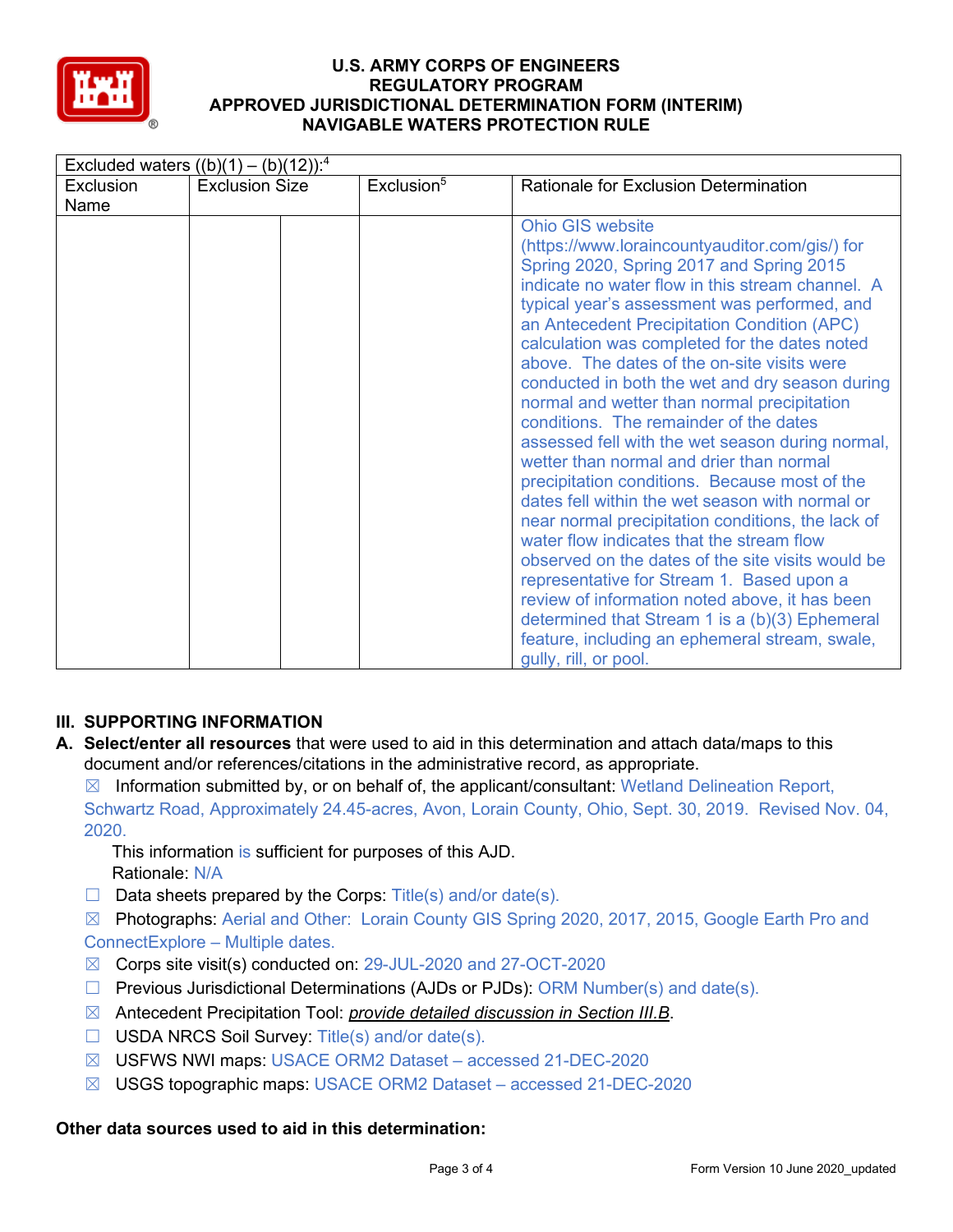# U.S. ARMY CORPS OF ENGINEERS
# REGULATORY PROGRAM
# APPROVED JURISDICTIONAL DETERMINATION FORM (INTERIM)
# NAVIGABLE WATERS PROTECTION RULE

| Excluded waters ((b)(1) – (b)(12)):[4] | | | | |
|---|---|---|---|---|
| Exclusion Name | Exclusion Size | | Exclusion[5] | Rationale for Exclusion Determination |
| | | | | Ohio GIS website (https://www.loraincountyauditor.com/gis/) for Spring 2020, Spring 2017 and Spring 2015 indicate no water flow in this stream channel. A typical year's assessment was performed, and an Antecedent Precipitation Condition (APC) calculation was completed for the dates noted above. The dates of the on-site visits were conducted in both the wet and dry season during normal and wetter than normal precipitation conditions. The remainder of the dates assessed fell with the wet season during normal, wetter than normal and drier than normal precipitation conditions. Because most of the dates fell within the wet season with normal or near normal precipitation conditions, the lack of water flow indicates that the stream flow observed on the dates of the site visits would be representative for Stream 1. Based upon a review of information noted above, it has been determined that Stream 1 is a (b)(3) Ephemeral feature, including an ephemeral stream, swale, gully, rill, or pool. |

## III. SUPPORTING INFORMATION

**A. Select/enter all resources** that were used to aid in this determination and attach data/maps to this document and/or references/citations in the administrative record, as appropriate.

☒ Information submitted by, or on behalf of, the applicant/consultant: Wetland Delineation Report, Schwartz Road, Approximately 24.45-acres, Avon, Lorain County, Ohio, Sept. 30, 2019. Revised Nov. 04, 2020.

This information is sufficient for purposes of this AJD.
Rationale: N/A

☐ Data sheets prepared by the Corps: Title(s) and/or date(s).

☒ Photographs: Aerial and Other: Lorain County GIS Spring 2020, 2017, 2015, Google Earth Pro and ConnectExplore – Multiple dates.

☒ Corps site visit(s) conducted on: 29-JUL-2020 and 27-OCT-2020

☐ Previous Jurisdictional Determinations (AJDs or PJDs): ORM Number(s) and date(s).

☒ Antecedent Precipitation Tool: *provide detailed discussion in Section III.B*.

☐ USDA NRCS Soil Survey: Title(s) and/or date(s).

☒ USFWS NWI maps: USACE ORM2 Dataset – accessed 21-DEC-2020

☒ USGS topographic maps: USACE ORM2 Dataset – accessed 21-DEC-2020

**Other data sources used to aid in this determination:**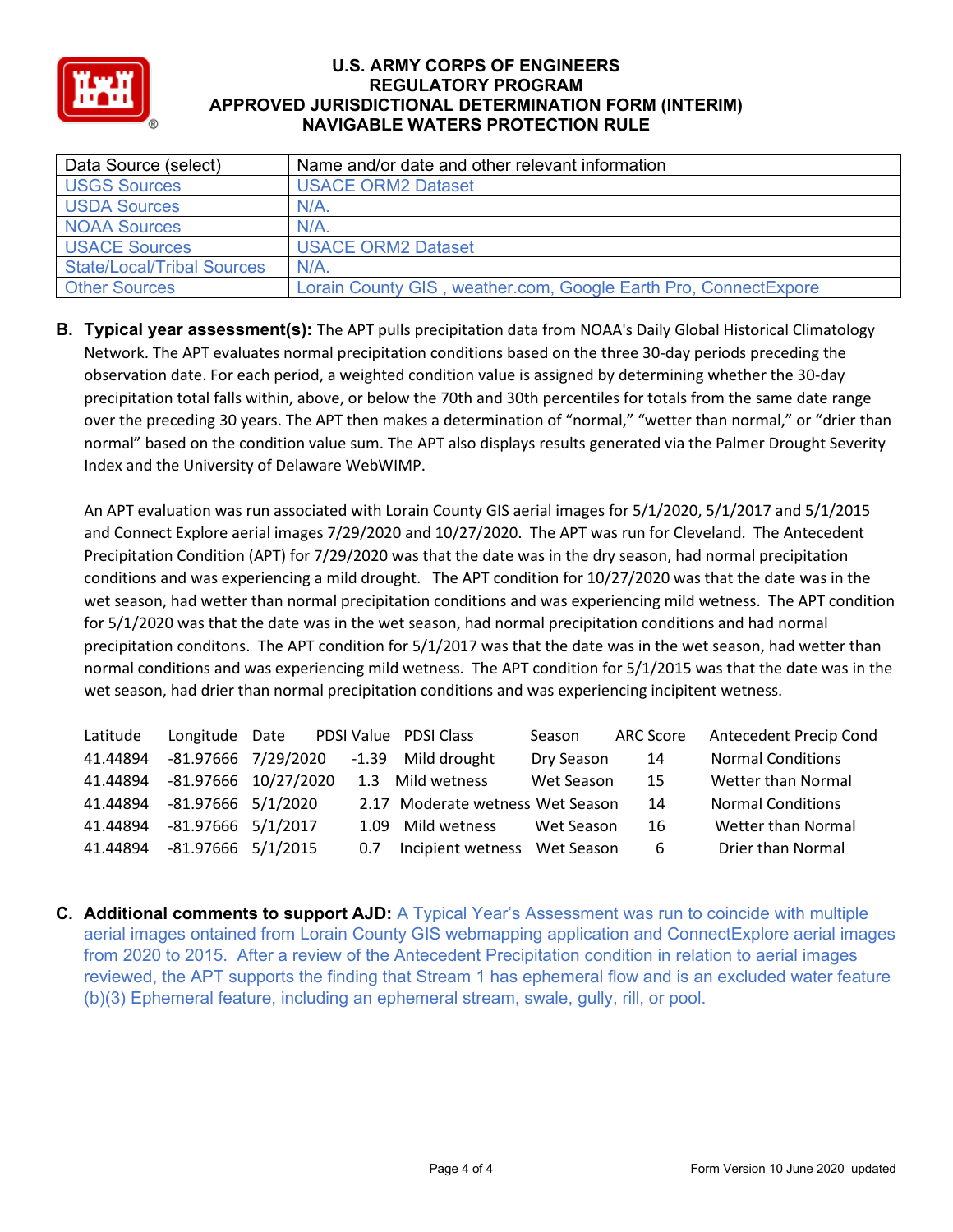# U.S. ARMY CORPS OF ENGINEERS
## REGULATORY PROGRAM
## APPROVED JURISDICTIONAL DETERMINATION FORM (INTERIM)
## NAVIGABLE WATERS PROTECTION RULE

| Data Source (select) | Name and/or date and other relevant information |
|---|---|
| USGS Sources | USACE ORM2 Dataset |
| USDA Sources | N/A. |
| NOAA Sources | N/A. |
| USACE Sources | USACE ORM2 Dataset |
| State/Local/Tribal Sources | N/A. |
| Other Sources | Lorain County GIS , weather.com, Google Earth Pro, ConnectExpore |

**B. Typical year assessment(s):** The APT pulls precipitation data from NOAA's Daily Global Historical Climatology Network. The APT evaluates normal precipitation conditions based on the three 30-day periods preceding the observation date. For each period, a weighted condition value is assigned by determining whether the 30-day precipitation total falls within, above, or below the 70th and 30th percentiles for totals from the same date range over the preceding 30 years. The APT then makes a determination of "normal," "wetter than normal," or "drier than normal" based on the condition value sum. The APT also displays results generated via the Palmer Drought Severity Index and the University of Delaware WebWIMP.

An APT evaluation was run associated with Lorain County GIS aerial images for 5/1/2020, 5/1/2017 and 5/1/2015 and Connect Explore aerial images 7/29/2020 and 10/27/2020. The APT was run for Cleveland. The Antecedent Precipitation Condition (APT) for 7/29/2020 was that the date was in the dry season, had normal precipitation conditions and was experiencing a mild drought. The APT condition for 10/27/2020 was that the date was in the wet season, had wetter than normal precipitation conditions and was experiencing mild wetness. The APT condition for 5/1/2020 was that the date was in the wet season, had normal precipitation conditions and had normal precipitation conditons. The APT condition for 5/1/2017 was that the date was in the wet season, had wetter than normal conditions and was experiencing mild wetness. The APT condition for 5/1/2015 was that the date was in the wet season, had drier than normal precipitation conditions and was experiencing incipitent wetness.

| Latitude | Longitude | Date | PDSI Value | PDSI Class | Season | ARC Score | Antecedent Precip Cond |
|---|---|---|---|---|---|---|---|
| 41.44894 | -81.97666 | 7/29/2020 | -1.39 | Mild drought | Dry Season | 14 | Normal Conditions |
| 41.44894 | -81.97666 | 10/27/2020 | 1.3 | Mild wetness | Wet Season | 15 | Wetter than Normal |
| 41.44894 | -81.97666 | 5/1/2020 | 2.17 | Moderate wetness | Wet Season | 14 | Normal Conditions |
| 41.44894 | -81.97666 | 5/1/2017 | 1.09 | Mild wetness | Wet Season | 16 | Wetter than Normal |
| 41.44894 | -81.97666 | 5/1/2015 | 0.7 | Incipient wetness | Wet Season | 6 | Drier than Normal |

**C. Additional comments to support AJD:** A Typical Year's Assessment was run to coincide with multiple aerial images ontained from Lorain County GIS webmapping application and ConnectExplore aerial images from 2020 to 2015. After a review of the Antecedent Precipitation condition in relation to aerial images reviewed, the APT supports the finding that Stream 1 has ephemeral flow and is an excluded water feature (b)(3) Ephemeral feature, including an ephemeral stream, swale, gully, rill, or pool.

Form Version 10 June 2020_updated